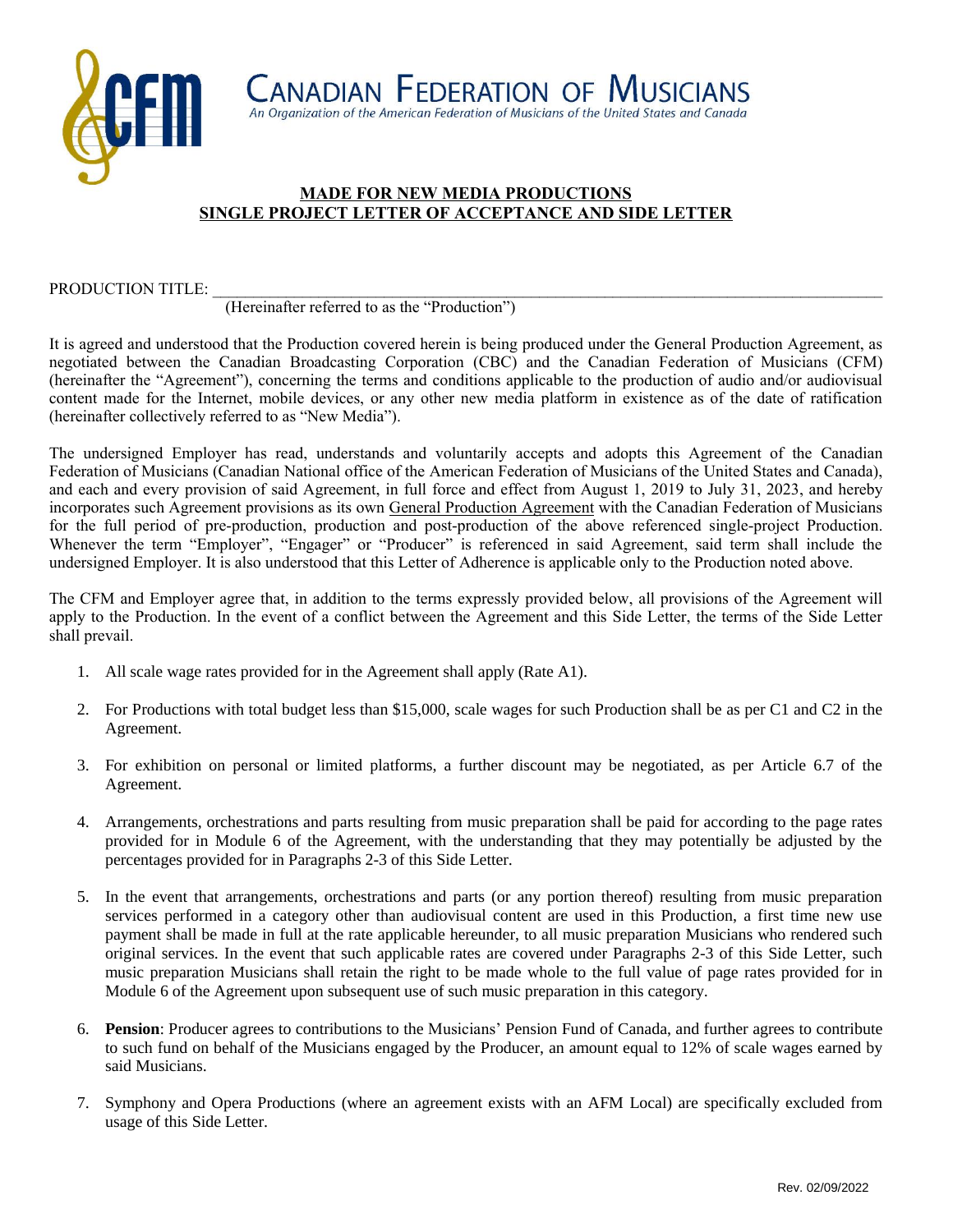CANADIAN FEDERATION OF MUSICIANS

An Organization of the American Federation of Musicians of the United States and Canada

# MADE FOR NEW MEDIA PRODUCTIONS
# SINGLE PROJECT LETTER OF ACCEPTANCE AND SIDE LETTER

PRODUCTION TITLE: ______________________________________________________________________________

(Hereinafter referred to as the "Production")

It is agreed and understood that the Production covered herein is being produced under the General Production Agreement, as negotiated between the Canadian Broadcasting Corporation (CBC) and the Canadian Federation of Musicians (CFM) (hereinafter the "Agreement"), concerning the terms and conditions applicable to the production of audio and/or audiovisual content made for the Internet, mobile devices, or any other new media platform in existence as of the date of ratification (hereinafter collectively referred to as "New Media").

The undersigned Employer has read, understands and voluntarily accepts and adopts this Agreement of the Canadian Federation of Musicians (Canadian National office of the American Federation of Musicians of the United States and Canada), and each and every provision of said Agreement, in full force and effect from August 1, 2019 to July 31, 2023, and hereby incorporates such Agreement provisions as its own General Production Agreement with the Canadian Federation of Musicians for the full period of pre-production, production and post-production of the above referenced single-project Production. Whenever the term "Employer", "Engager" or "Producer" is referenced in said Agreement, said term shall include the undersigned Employer. It is also understood that this Letter of Adherence is applicable only to the Production noted above.

The CFM and Employer agree that, in addition to the terms expressly provided below, all provisions of the Agreement will apply to the Production. In the event of a conflict between the Agreement and this Side Letter, the terms of the Side Letter shall prevail.

1. All scale wage rates provided for in the Agreement shall apply (Rate A1).
2. For Productions with total budget less than $15,000, scale wages for such Production shall be as per C1 and C2 in the Agreement.
3. For exhibition on personal or limited platforms, a further discount may be negotiated, as per Article 6.7 of the Agreement.
4. Arrangements, orchestrations and parts resulting from music preparation shall be paid for according to the page rates provided for in Module 6 of the Agreement, with the understanding that they may potentially be adjusted by the percentages provided for in Paragraphs 2-3 of this Side Letter.
5. In the event that arrangements, orchestrations and parts (or any portion thereof) resulting from music preparation services performed in a category other than audiovisual content are used in this Production, a first time new use payment shall be made in full at the rate applicable hereunder, to all music preparation Musicians who rendered such original services. In the event that such applicable rates are covered under Paragraphs 2-3 of this Side Letter, such music preparation Musicians shall retain the right to be made whole to the full value of page rates provided for in Module 6 of the Agreement upon subsequent use of such music preparation in this category.
6. **Pension**: Producer agrees to contributions to the Musicians' Pension Fund of Canada, and further agrees to contribute to such fund on behalf of the Musicians engaged by the Producer, an amount equal to 12% of scale wages earned by said Musicians.
7. Symphony and Opera Productions (where an agreement exists with an AFM Local) are specifically excluded from usage of this Side Letter.

Rev. 02/09/2022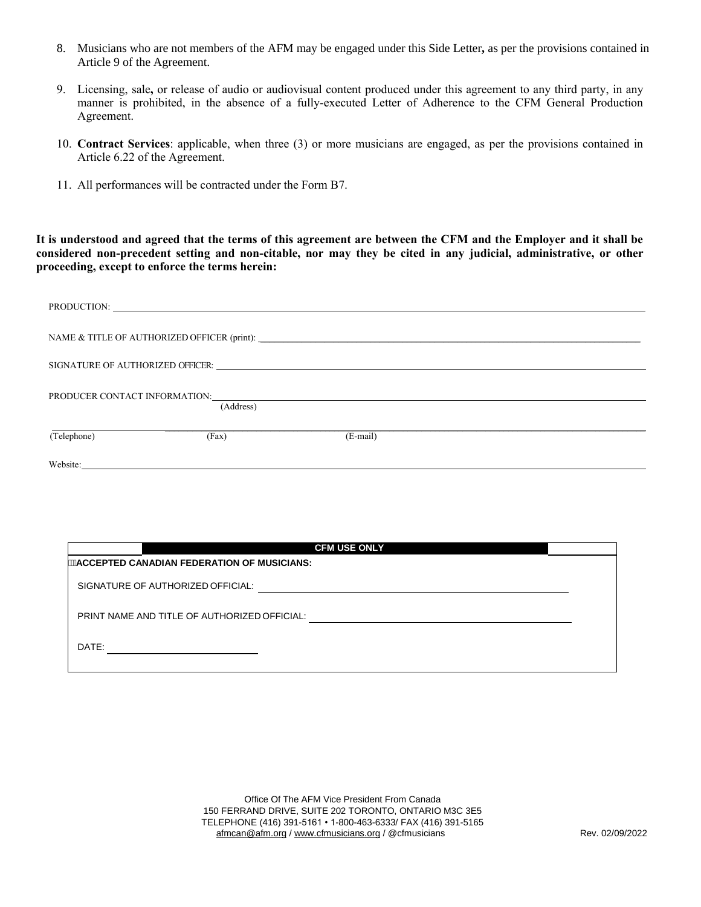8. Musicians who are not members of the AFM may be engaged under this Side Letter**,** as per the provisions contained in Article 9 of the Agreement.

9. Licensing, sale**,** or release of audio or audiovisual content produced under this agreement to any third party, in any manner is prohibited, in the absence of a fully-executed Letter of Adherence to the CFM General Production Agreement.

10. **Contract Services**: applicable, when three (3) or more musicians are engaged, as per the provisions contained in Article 6.22 of the Agreement.

11. All performances will be contracted under the Form B7.

**It is understood and agreed that the terms of this agreement are between the CFM and the Employer and it shall be considered non-precedent setting and non-citable, nor may they be cited in any judicial, administrative, or other proceeding, except to enforce the terms herein:**

PRODUCTION: ______________________________

NAME & TITLE OF AUTHORIZED OFFICER (print): ______________________________

SIGNATURE OF AUTHORIZED OFFICER: ______________________________

PRODUCER CONTACT INFORMATION: ______________________________
(Address)

______________________________
(Telephone) (Fax) (E-mail)

Website: ______________________________

| CFM USE ONLY |
|---|
| **ACCEPTED CANADIAN FEDERATION OF MUSICIANS:** |
| SIGNATURE OF AUTHORIZED OFFICIAL: ______________________________ |
| PRINT NAME AND TITLE OF AUTHORIZED OFFICIAL: ______________________________ |
| DATE: ______________________________ |

Office Of The AFM Vice President From Canada
150 FERRAND DRIVE, SUITE 202 TORONTO, ONTARIO M3C 3E5
TELEPHONE (416) 391-5161 • 1-800-463-6333/ FAX (416) 391-5165
afmcan@afm.org / www.cfmusicians.org / @cfmusicians

Rev. 02/09/2022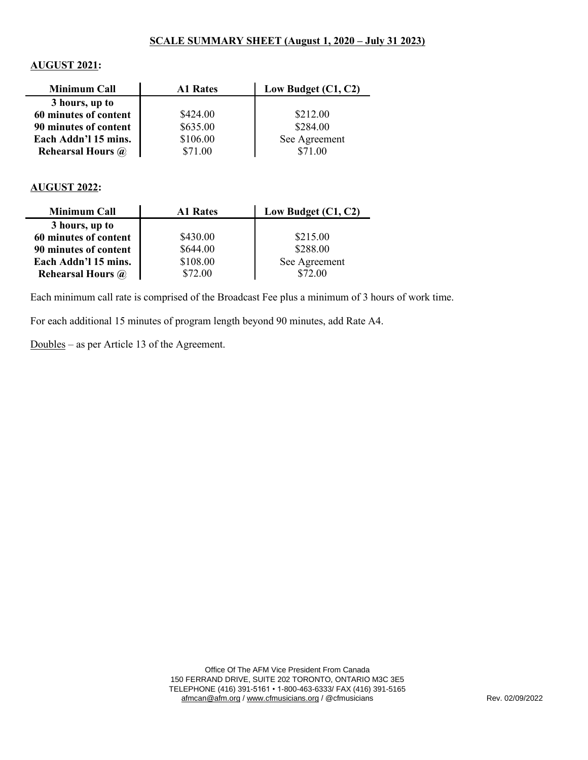## SCALE SUMMARY SHEET (August 1, 2020 – July 31 2023)

**AUGUST 2021:**

| Minimum Call | A1 Rates | Low Budget (C1, C2) |
|---|---|---|
| 3 hours, up to | | |
| 60 minutes of content | $424.00 | $212.00 |
| 90 minutes of content | $635.00 | $284.00 |
| Each Addn'l 15 mins. | $106.00 | See Agreement |
| Rehearsal Hours @ | $71.00 | $71.00 |

**AUGUST 2022:**

| Minimum Call | A1 Rates | Low Budget (C1, C2) |
|---|---|---|
| 3 hours, up to | | |
| 60 minutes of content | $430.00 | $215.00 |
| 90 minutes of content | $644.00 | $288.00 |
| Each Addn'l 15 mins. | $108.00 | See Agreement |
| Rehearsal Hours @ | $72.00 | $72.00 |

Each minimum call rate is comprised of the Broadcast Fee plus a minimum of 3 hours of work time.

For each additional 15 minutes of program length beyond 90 minutes, add Rate A4.

Doubles – as per Article 13 of the Agreement.

Office Of The AFM Vice President From Canada
150 FERRAND DRIVE, SUITE 202 TORONTO, ONTARIO M3C 3E5
TELEPHONE (416) 391-5161 • 1-800-463-6333/ FAX (416) 391-5165
afmcan@afm.org / www.cfmusicians.org / @cfmusicians

Rev. 02/09/2022